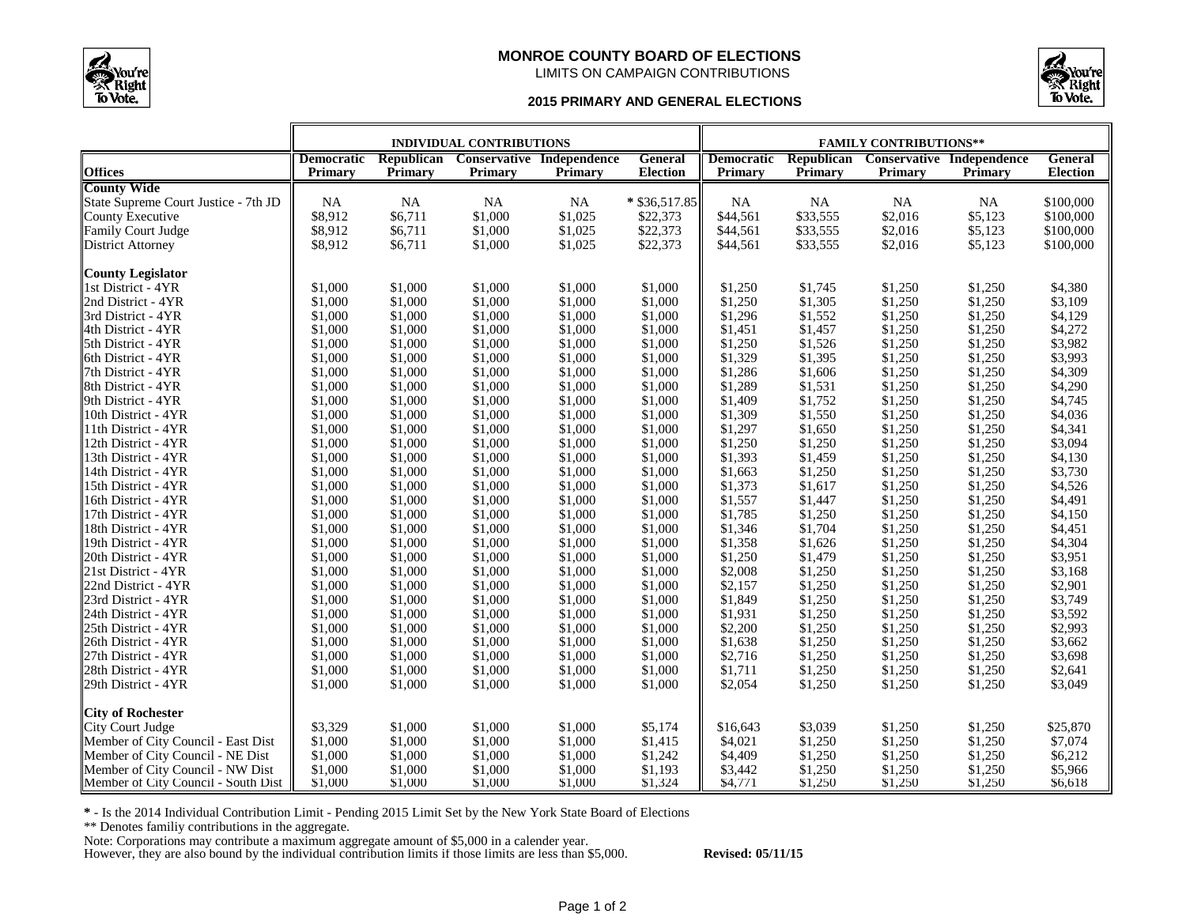# MONROE COUNTY BOARD OF ELECTIONS

LIMITS ON CAMPAIGN CONTRIBUTIONS

**2015 PRIMARY AND GENERAL ELECTIONS**

| | INDIVIDUAL CONTRIBUTIONS | | | | | FAMILY CONTRIBUTIONS** | | | | |
|---|---|---|---|---|---|---|---|---|---|---|
| **Offices** | **Democratic Primary** | **Republican Primary** | **Conservative Primary** | **Independence Primary** | **General Election** | **Democratic Primary** | **Republican Primary** | **Conservative Primary** | **Independence Primary** | **General Election** |
| **County Wide** | | | | | | | | | | |
| State Supreme Court Justice - 7th JD | NA | NA | NA | NA | * $36,517.85 | NA | NA | NA | NA | $100,000 |
| County Executive | $8,912 | $6,711 | $1,000 | $1,025 | $22,373 | $44,561 | $33,555 | $2,016 | $5,123 | $100,000 |
| Family Court Judge | $8,912 | $6,711 | $1,000 | $1,025 | $22,373 | $44,561 | $33,555 | $2,016 | $5,123 | $100,000 |
| District Attorney | $8,912 | $6,711 | $1,000 | $1,025 | $22,373 | $44,561 | $33,555 | $2,016 | $5,123 | $100,000 |
| **County Legislator** | | | | | | | | | | |
| 1st District - 4YR | $1,000 | $1,000 | $1,000 | $1,000 | $1,000 | $1,250 | $1,745 | $1,250 | $1,250 | $4,380 |
| 2nd District - 4YR | $1,000 | $1,000 | $1,000 | $1,000 | $1,000 | $1,250 | $1,305 | $1,250 | $1,250 | $3,109 |
| 3rd District - 4YR | $1,000 | $1,000 | $1,000 | $1,000 | $1,000 | $1,296 | $1,552 | $1,250 | $1,250 | $4,129 |
| 4th District - 4YR | $1,000 | $1,000 | $1,000 | $1,000 | $1,000 | $1,451 | $1,457 | $1,250 | $1,250 | $4,272 |
| 5th District - 4YR | $1,000 | $1,000 | $1,000 | $1,000 | $1,000 | $1,250 | $1,526 | $1,250 | $1,250 | $3,982 |
| 6th District - 4YR | $1,000 | $1,000 | $1,000 | $1,000 | $1,000 | $1,329 | $1,395 | $1,250 | $1,250 | $3,993 |
| 7th District - 4YR | $1,000 | $1,000 | $1,000 | $1,000 | $1,000 | $1,286 | $1,606 | $1,250 | $1,250 | $4,309 |
| 8th District - 4YR | $1,000 | $1,000 | $1,000 | $1,000 | $1,000 | $1,289 | $1,531 | $1,250 | $1,250 | $4,290 |
| 9th District - 4YR | $1,000 | $1,000 | $1,000 | $1,000 | $1,000 | $1,409 | $1,752 | $1,250 | $1,250 | $4,745 |
| 10th District - 4YR | $1,000 | $1,000 | $1,000 | $1,000 | $1,000 | $1,309 | $1,550 | $1,250 | $1,250 | $4,036 |
| 11th District - 4YR | $1,000 | $1,000 | $1,000 | $1,000 | $1,000 | $1,297 | $1,650 | $1,250 | $1,250 | $4,341 |
| 12th District - 4YR | $1,000 | $1,000 | $1,000 | $1,000 | $1,000 | $1,250 | $1,250 | $1,250 | $1,250 | $3,094 |
| 13th District - 4YR | $1,000 | $1,000 | $1,000 | $1,000 | $1,000 | $1,393 | $1,459 | $1,250 | $1,250 | $4,130 |
| 14th District - 4YR | $1,000 | $1,000 | $1,000 | $1,000 | $1,000 | $1,663 | $1,250 | $1,250 | $1,250 | $3,730 |
| 15th District - 4YR | $1,000 | $1,000 | $1,000 | $1,000 | $1,000 | $1,373 | $1,617 | $1,250 | $1,250 | $4,526 |
| 16th District - 4YR | $1,000 | $1,000 | $1,000 | $1,000 | $1,000 | $1,557 | $1,447 | $1,250 | $1,250 | $4,491 |
| 17th District - 4YR | $1,000 | $1,000 | $1,000 | $1,000 | $1,000 | $1,785 | $1,250 | $1,250 | $1,250 | $4,150 |
| 18th District - 4YR | $1,000 | $1,000 | $1,000 | $1,000 | $1,000 | $1,346 | $1,704 | $1,250 | $1,250 | $4,451 |
| 19th District - 4YR | $1,000 | $1,000 | $1,000 | $1,000 | $1,000 | $1,358 | $1,626 | $1,250 | $1,250 | $4,304 |
| 20th District - 4YR | $1,000 | $1,000 | $1,000 | $1,000 | $1,000 | $1,250 | $1,479 | $1,250 | $1,250 | $3,951 |
| 21st District - 4YR | $1,000 | $1,000 | $1,000 | $1,000 | $1,000 | $2,008 | $1,250 | $1,250 | $1,250 | $3,168 |
| 22nd District - 4YR | $1,000 | $1,000 | $1,000 | $1,000 | $1,000 | $2,157 | $1,250 | $1,250 | $1,250 | $2,901 |
| 23rd District - 4YR | $1,000 | $1,000 | $1,000 | $1,000 | $1,000 | $1,849 | $1,250 | $1,250 | $1,250 | $3,749 |
| 24th District - 4YR | $1,000 | $1,000 | $1,000 | $1,000 | $1,000 | $1,931 | $1,250 | $1,250 | $1,250 | $3,592 |
| 25th District - 4YR | $1,000 | $1,000 | $1,000 | $1,000 | $1,000 | $2,200 | $1,250 | $1,250 | $1,250 | $2,993 |
| 26th District - 4YR | $1,000 | $1,000 | $1,000 | $1,000 | $1,000 | $1,638 | $1,250 | $1,250 | $1,250 | $3,662 |
| 27th District - 4YR | $1,000 | $1,000 | $1,000 | $1,000 | $1,000 | $2,716 | $1,250 | $1,250 | $1,250 | $3,698 |
| 28th District - 4YR | $1,000 | $1,000 | $1,000 | $1,000 | $1,000 | $1,711 | $1,250 | $1,250 | $1,250 | $2,641 |
| 29th District - 4YR | $1,000 | $1,000 | $1,000 | $1,000 | $1,000 | $2,054 | $1,250 | $1,250 | $1,250 | $3,049 |
| **City of Rochester** | | | | | | | | | | |
| City Court Judge | $3,329 | $1,000 | $1,000 | $1,000 | $5,174 | $16,643 | $3,039 | $1,250 | $1,250 | $25,870 |
| Member of City Council - East Dist | $1,000 | $1,000 | $1,000 | $1,000 | $1,415 | $4,021 | $1,250 | $1,250 | $1,250 | $7,074 |
| Member of City Council - NE Dist | $1,000 | $1,000 | $1,000 | $1,000 | $1,242 | $4,409 | $1,250 | $1,250 | $1,250 | $6,212 |
| Member of City Council - NW Dist | $1,000 | $1,000 | $1,000 | $1,000 | $1,193 | $3,442 | $1,250 | $1,250 | $1,250 | $5,966 |
| Member of City Council - South Dist | $1,000 | $1,000 | $1,000 | $1,000 | $1,324 | $4,771 | $1,250 | $1,250 | $1,250 | $6,618 |

**\*** - Is the 2014 Individual Contribution Limit - Pending 2015 Limit Set by the New York State Board of Elections

** Denotes familiy contributions in the aggregate.

Note: Corporations may contribute a maximum aggregate amount of $5,000 in a calender year.
However, they are also bound by the individual contribution limits if those limits are less than $5,000.

**Revised: 05/11/15**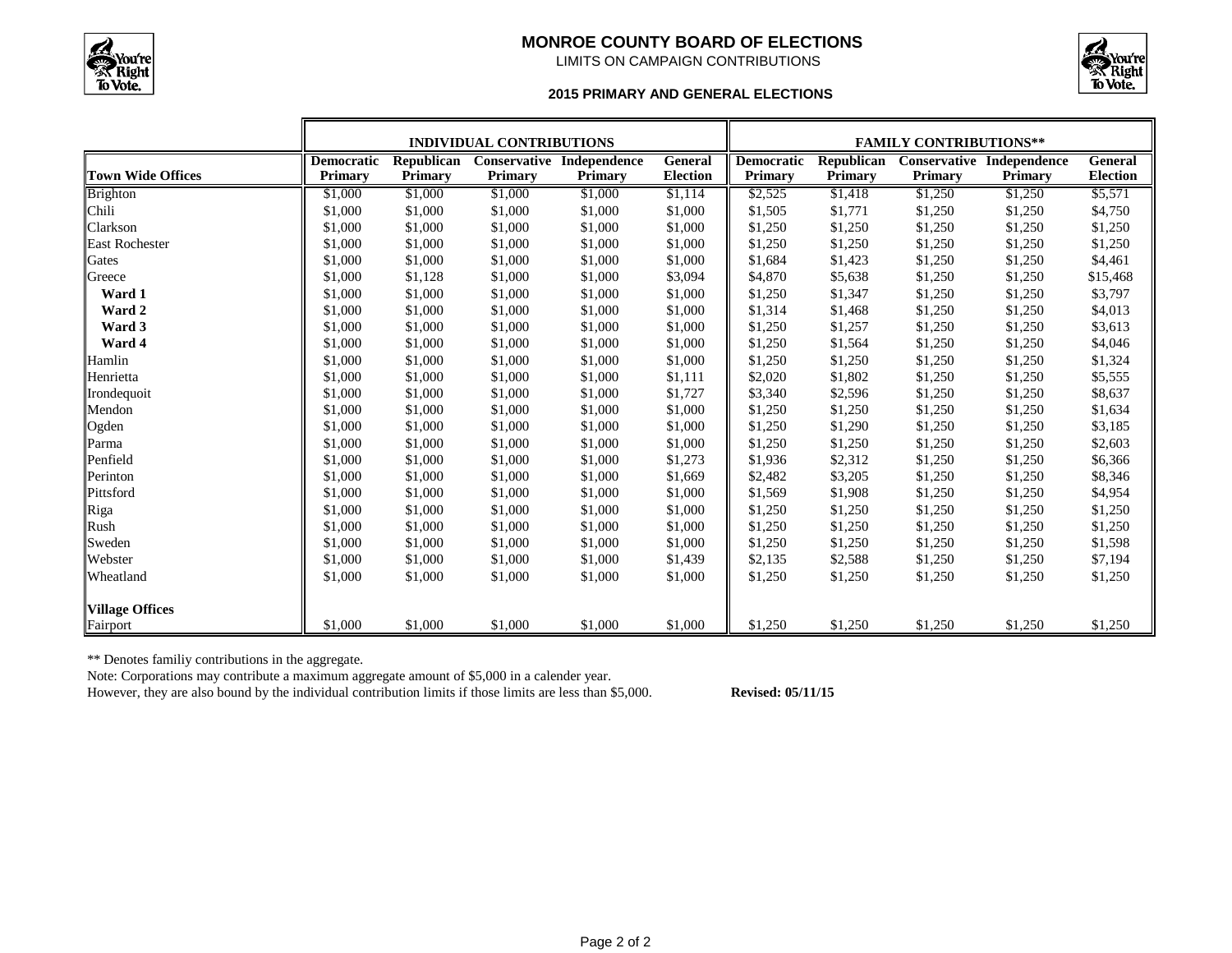# MONROE COUNTY BOARD OF ELECTIONS

LIMITS ON CAMPAIGN CONTRIBUTIONS

**2015 PRIMARY AND GENERAL ELECTIONS**

| | INDIVIDUAL CONTRIBUTIONS | | | | | FAMILY CONTRIBUTIONS** | | | | |
|---|---|---|---|---|---|---|---|---|---|---|
| **Town Wide Offices** | **Democratic Primary** | **Republican Primary** | **Conservative Primary** | **Independence Primary** | **General Election** | **Democratic Primary** | **Republican Primary** | **Conservative Primary** | **Independence Primary** | **General Election** |
| Brighton | $1,000 | $1,000 | $1,000 | $1,000 | $1,114 | $2,525 | $1,418 | $1,250 | $1,250 | $5,571 |
| Chili | $1,000 | $1,000 | $1,000 | $1,000 | $1,000 | $1,505 | $1,771 | $1,250 | $1,250 | $4,750 |
| Clarkson | $1,000 | $1,000 | $1,000 | $1,000 | $1,000 | $1,250 | $1,250 | $1,250 | $1,250 | $1,250 |
| East Rochester | $1,000 | $1,000 | $1,000 | $1,000 | $1,000 | $1,250 | $1,250 | $1,250 | $1,250 | $1,250 |
| Gates | $1,000 | $1,000 | $1,000 | $1,000 | $1,000 | $1,684 | $1,423 | $1,250 | $1,250 | $4,461 |
| Greece | $1,000 | $1,128 | $1,000 | $1,000 | $3,094 | $4,870 | $5,638 | $1,250 | $1,250 | $15,468 |
| **Ward 1** | $1,000 | $1,000 | $1,000 | $1,000 | $1,000 | $1,250 | $1,347 | $1,250 | $1,250 | $3,797 |
| **Ward 2** | $1,000 | $1,000 | $1,000 | $1,000 | $1,000 | $1,314 | $1,468 | $1,250 | $1,250 | $4,013 |
| **Ward 3** | $1,000 | $1,000 | $1,000 | $1,000 | $1,000 | $1,250 | $1,257 | $1,250 | $1,250 | $3,613 |
| **Ward 4** | $1,000 | $1,000 | $1,000 | $1,000 | $1,000 | $1,250 | $1,564 | $1,250 | $1,250 | $4,046 |
| Hamlin | $1,000 | $1,000 | $1,000 | $1,000 | $1,000 | $1,250 | $1,250 | $1,250 | $1,250 | $1,324 |
| Henrietta | $1,000 | $1,000 | $1,000 | $1,000 | $1,111 | $2,020 | $1,802 | $1,250 | $1,250 | $5,555 |
| Irondequoit | $1,000 | $1,000 | $1,000 | $1,000 | $1,727 | $3,340 | $2,596 | $1,250 | $1,250 | $8,637 |
| Mendon | $1,000 | $1,000 | $1,000 | $1,000 | $1,000 | $1,250 | $1,250 | $1,250 | $1,250 | $1,634 |
| Ogden | $1,000 | $1,000 | $1,000 | $1,000 | $1,000 | $1,250 | $1,290 | $1,250 | $1,250 | $3,185 |
| Parma | $1,000 | $1,000 | $1,000 | $1,000 | $1,000 | $1,250 | $1,250 | $1,250 | $1,250 | $2,603 |
| Penfield | $1,000 | $1,000 | $1,000 | $1,000 | $1,273 | $1,936 | $2,312 | $1,250 | $1,250 | $6,366 |
| Perinton | $1,000 | $1,000 | $1,000 | $1,000 | $1,669 | $2,482 | $3,205 | $1,250 | $1,250 | $8,346 |
| Pittsford | $1,000 | $1,000 | $1,000 | $1,000 | $1,000 | $1,569 | $1,908 | $1,250 | $1,250 | $4,954 |
| Riga | $1,000 | $1,000 | $1,000 | $1,000 | $1,000 | $1,250 | $1,250 | $1,250 | $1,250 | $1,250 |
| Rush | $1,000 | $1,000 | $1,000 | $1,000 | $1,000 | $1,250 | $1,250 | $1,250 | $1,250 | $1,250 |
| Sweden | $1,000 | $1,000 | $1,000 | $1,000 | $1,000 | $1,250 | $1,250 | $1,250 | $1,250 | $1,598 |
| Webster | $1,000 | $1,000 | $1,000 | $1,000 | $1,439 | $2,135 | $2,588 | $1,250 | $1,250 | $7,194 |
| Wheatland | $1,000 | $1,000 | $1,000 | $1,000 | $1,000 | $1,250 | $1,250 | $1,250 | $1,250 | $1,250 |
| **Village Offices** | | | | | | | | | | |
| Fairport | $1,000 | $1,000 | $1,000 | $1,000 | $1,000 | $1,250 | $1,250 | $1,250 | $1,250 | $1,250 |

** Denotes familiy contributions in the aggregate.

Note: Corporations may contribute a maximum aggregate amount of $5,000 in a calender year.

However, they are also bound by the individual contribution limits if those limits are less than $5,000.

**Revised: 05/11/15**